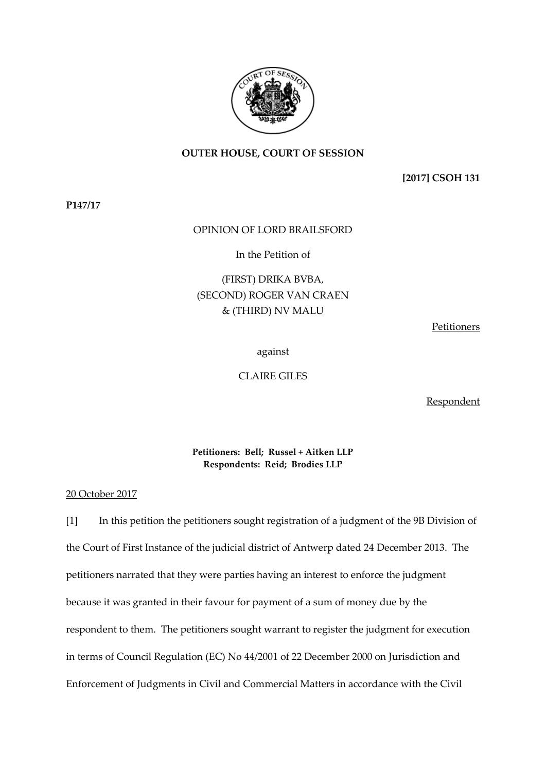**OUTER HOUSE, COURT OF SESSION**

**[2017] CSOH 131**

**P147/17**

OPINION OF LORD BRAILSFORD

In the Petition of

(FIRST) DRIKA BVBA,
(SECOND) ROGER VAN CRAEN
& (THIRD) NV MALU

Petitioners

against

CLAIRE GILES

Respondent

**Petitioners: Bell; Russel + Aitken LLP**
**Respondents: Reid; Brodies LLP**

20 October 2017

[1] In this petition the petitioners sought registration of a judgment of the 9B Division of the Court of First Instance of the judicial district of Antwerp dated 24 December 2013. The petitioners narrated that they were parties having an interest to enforce the judgment because it was granted in their favour for payment of a sum of money due by the respondent to them. The petitioners sought warrant to register the judgment for execution in terms of Council Regulation (EC) No 44/2001 of 22 December 2000 on Jurisdiction and Enforcement of Judgments in Civil and Commercial Matters in accordance with the Civil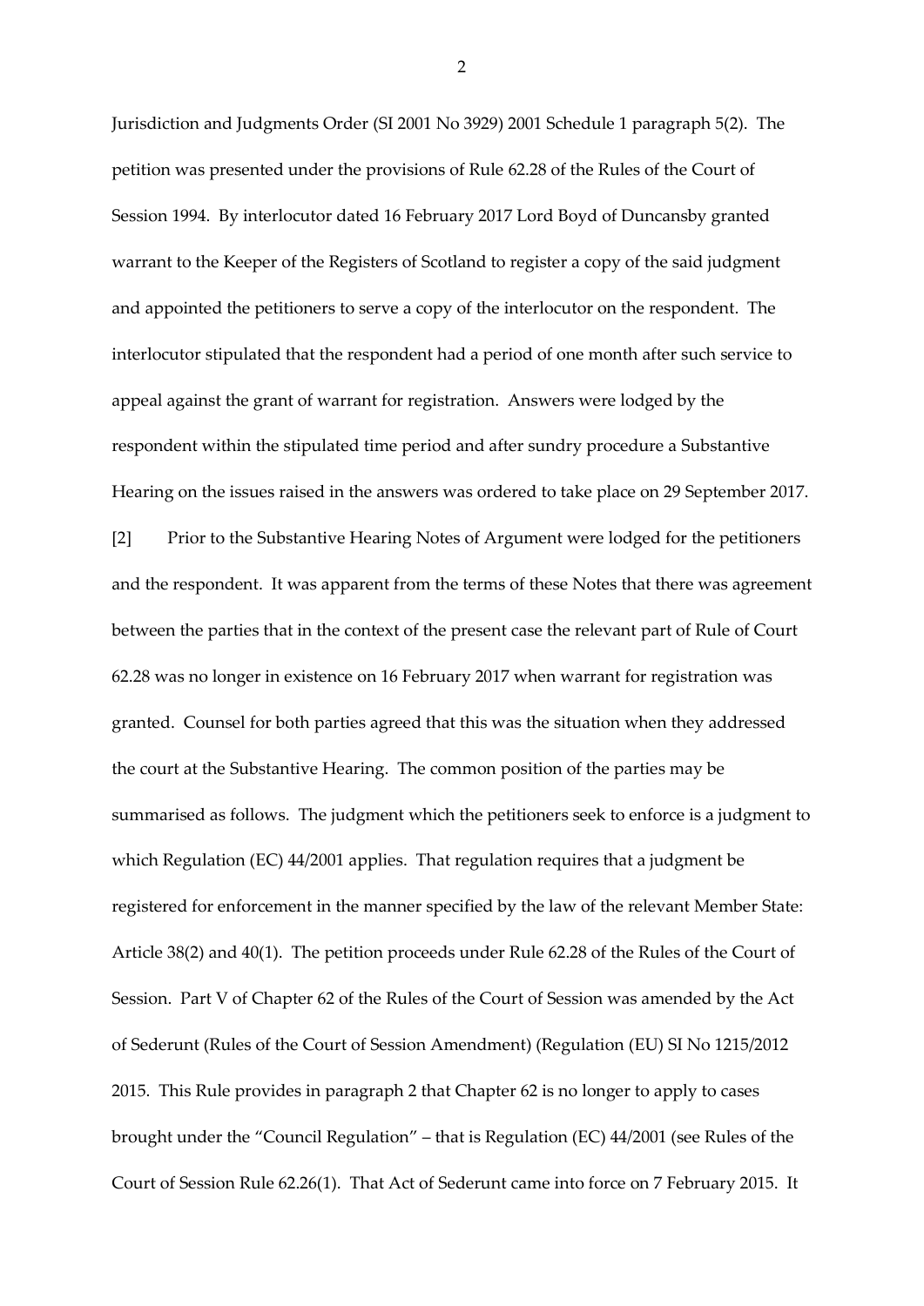Jurisdiction and Judgments Order (SI 2001 No 3929) 2001 Schedule 1 paragraph 5(2). The petition was presented under the provisions of Rule 62.28 of the Rules of the Court of Session 1994. By interlocutor dated 16 February 2017 Lord Boyd of Duncansby granted warrant to the Keeper of the Registers of Scotland to register a copy of the said judgment and appointed the petitioners to serve a copy of the interlocutor on the respondent. The interlocutor stipulated that the respondent had a period of one month after such service to appeal against the grant of warrant for registration. Answers were lodged by the respondent within the stipulated time period and after sundry procedure a Substantive Hearing on the issues raised in the answers was ordered to take place on 29 September 2017.

[2] Prior to the Substantive Hearing Notes of Argument were lodged for the petitioners and the respondent. It was apparent from the terms of these Notes that there was agreement between the parties that in the context of the present case the relevant part of Rule of Court 62.28 was no longer in existence on 16 February 2017 when warrant for registration was granted. Counsel for both parties agreed that this was the situation when they addressed the court at the Substantive Hearing. The common position of the parties may be summarised as follows. The judgment which the petitioners seek to enforce is a judgment to which Regulation (EC) 44/2001 applies. That regulation requires that a judgment be registered for enforcement in the manner specified by the law of the relevant Member State: Article 38(2) and 40(1). The petition proceeds under Rule 62.28 of the Rules of the Court of Session. Part V of Chapter 62 of the Rules of the Court of Session was amended by the Act of Sederunt (Rules of the Court of Session Amendment) (Regulation (EU) SI No 1215/2012 2015. This Rule provides in paragraph 2 that Chapter 62 is no longer to apply to cases brought under the "Council Regulation" – that is Regulation (EC) 44/2001 (see Rules of the Court of Session Rule 62.26(1). That Act of Sederunt came into force on 7 February 2015. It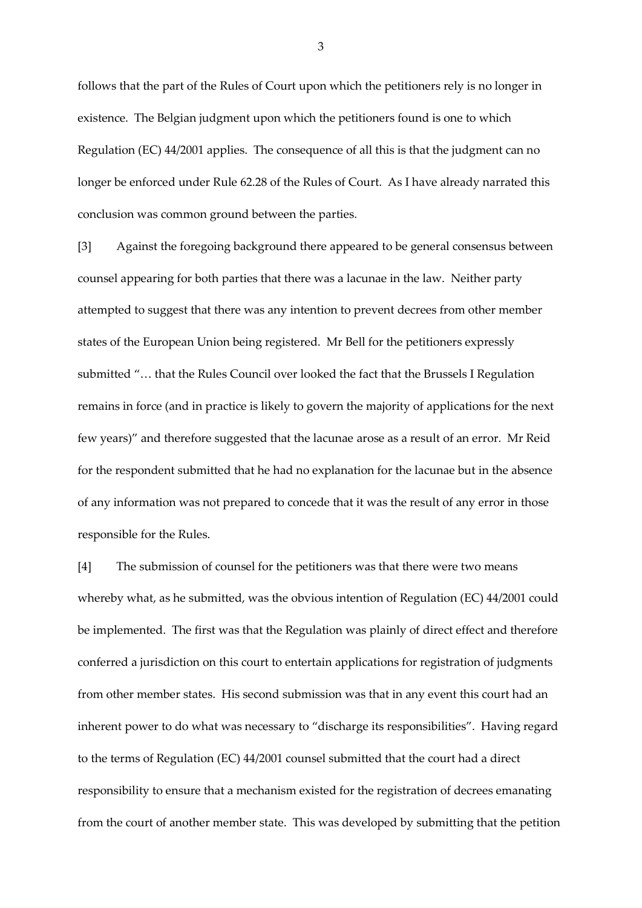follows that the part of the Rules of Court upon which the petitioners rely is no longer in existence. The Belgian judgment upon which the petitioners found is one to which Regulation (EC) 44/2001 applies. The consequence of all this is that the judgment can no longer be enforced under Rule 62.28 of the Rules of Court. As I have already narrated this conclusion was common ground between the parties.

[3] Against the foregoing background there appeared to be general consensus between counsel appearing for both parties that there was a lacunae in the law. Neither party attempted to suggest that there was any intention to prevent decrees from other member states of the European Union being registered. Mr Bell for the petitioners expressly submitted "… that the Rules Council over looked the fact that the Brussels I Regulation remains in force (and in practice is likely to govern the majority of applications for the next few years)" and therefore suggested that the lacunae arose as a result of an error. Mr Reid for the respondent submitted that he had no explanation for the lacunae but in the absence of any information was not prepared to concede that it was the result of any error in those responsible for the Rules.

[4] The submission of counsel for the petitioners was that there were two means whereby what, as he submitted, was the obvious intention of Regulation (EC) 44/2001 could be implemented. The first was that the Regulation was plainly of direct effect and therefore conferred a jurisdiction on this court to entertain applications for registration of judgments from other member states. His second submission was that in any event this court had an inherent power to do what was necessary to "discharge its responsibilities". Having regard to the terms of Regulation (EC) 44/2001 counsel submitted that the court had a direct responsibility to ensure that a mechanism existed for the registration of decrees emanating from the court of another member state. This was developed by submitting that the petition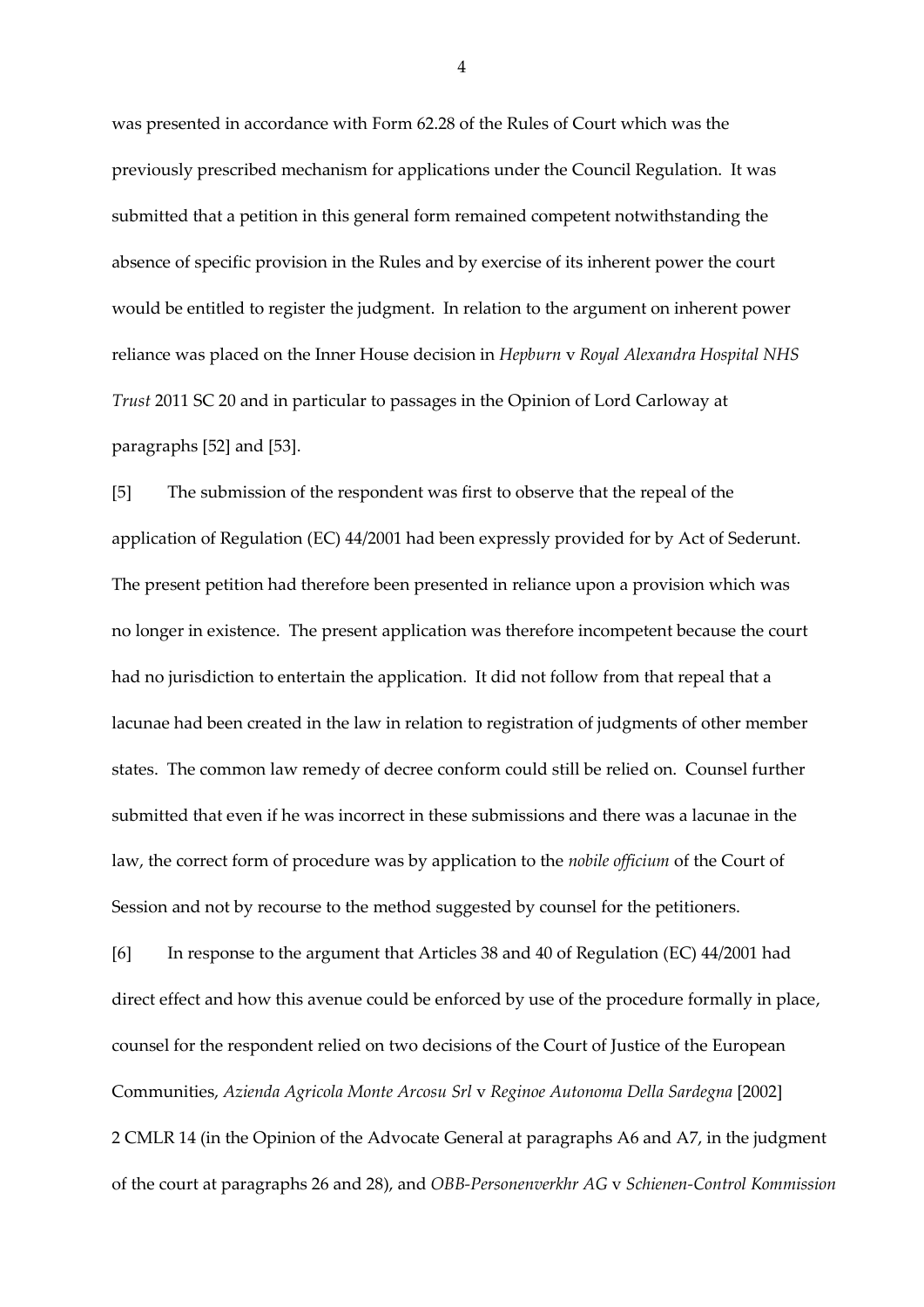was presented in accordance with Form 62.28 of the Rules of Court which was the previously prescribed mechanism for applications under the Council Regulation. It was submitted that a petition in this general form remained competent notwithstanding the absence of specific provision in the Rules and by exercise of its inherent power the court would be entitled to register the judgment. In relation to the argument on inherent power reliance was placed on the Inner House decision in *Hepburn* v *Royal Alexandra Hospital NHS Trust* 2011 SC 20 and in particular to passages in the Opinion of Lord Carloway at paragraphs [52] and [53].

[5] The submission of the respondent was first to observe that the repeal of the application of Regulation (EC) 44/2001 had been expressly provided for by Act of Sederunt. The present petition had therefore been presented in reliance upon a provision which was no longer in existence. The present application was therefore incompetent because the court had no jurisdiction to entertain the application. It did not follow from that repeal that a lacunae had been created in the law in relation to registration of judgments of other member states. The common law remedy of decree conform could still be relied on. Counsel further submitted that even if he was incorrect in these submissions and there was a lacunae in the law, the correct form of procedure was by application to the *nobile officium* of the Court of Session and not by recourse to the method suggested by counsel for the petitioners.

[6] In response to the argument that Articles 38 and 40 of Regulation (EC) 44/2001 had direct effect and how this avenue could be enforced by use of the procedure formally in place, counsel for the respondent relied on two decisions of the Court of Justice of the European Communities, *Azienda Agricola Monte Arcosu Srl* v *Reginoe Autonoma Della Sardegna* [2002] 2 CMLR 14 (in the Opinion of the Advocate General at paragraphs A6 and A7, in the judgment of the court at paragraphs 26 and 28), and *OBB-Personenverkhr AG* v *Schienen-Control Kommission*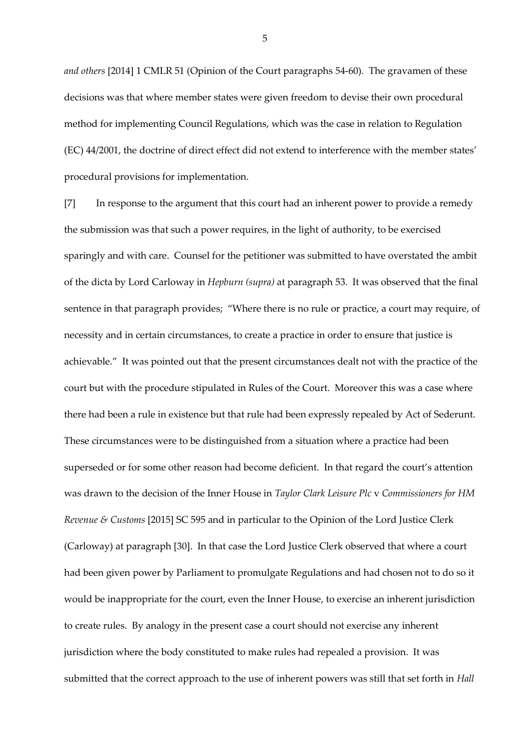*and others* [2014] 1 CMLR 51 (Opinion of the Court paragraphs 54-60). The gravamen of these decisions was that where member states were given freedom to devise their own procedural method for implementing Council Regulations, which was the case in relation to Regulation (EC) 44/2001, the doctrine of direct effect did not extend to interference with the member states' procedural provisions for implementation.

[7] In response to the argument that this court had an inherent power to provide a remedy the submission was that such a power requires, in the light of authority, to be exercised sparingly and with care. Counsel for the petitioner was submitted to have overstated the ambit of the dicta by Lord Carloway in *Hepburn (supra)* at paragraph 53. It was observed that the final sentence in that paragraph provides; "Where there is no rule or practice, a court may require, of necessity and in certain circumstances, to create a practice in order to ensure that justice is achievable." It was pointed out that the present circumstances dealt not with the practice of the court but with the procedure stipulated in Rules of the Court. Moreover this was a case where there had been a rule in existence but that rule had been expressly repealed by Act of Sederunt. These circumstances were to be distinguished from a situation where a practice had been superseded or for some other reason had become deficient. In that regard the court's attention was drawn to the decision of the Inner House in *Taylor Clark Leisure Plc* v *Commissioners for HM Revenue & Customs* [2015] SC 595 and in particular to the Opinion of the Lord Justice Clerk (Carloway) at paragraph [30]. In that case the Lord Justice Clerk observed that where a court had been given power by Parliament to promulgate Regulations and had chosen not to do so it would be inappropriate for the court, even the Inner House, to exercise an inherent jurisdiction to create rules. By analogy in the present case a court should not exercise any inherent jurisdiction where the body constituted to make rules had repealed a provision. It was submitted that the correct approach to the use of inherent powers was still that set forth in *Hall*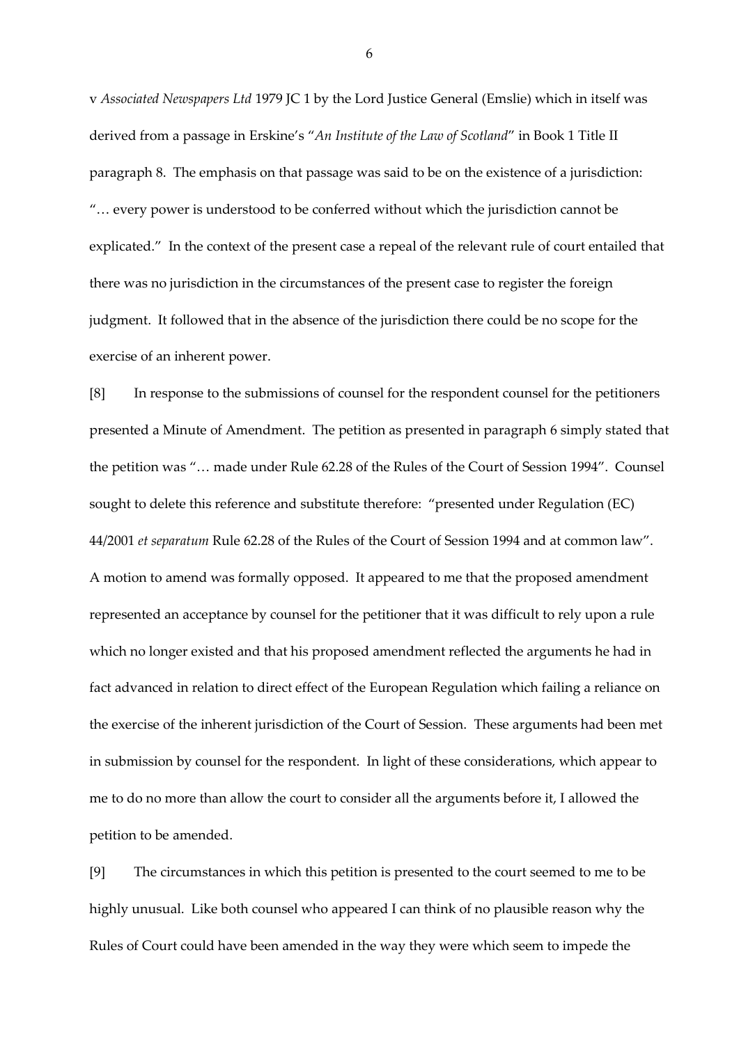v *Associated Newspapers Ltd* 1979 JC 1 by the Lord Justice General (Emslie) which in itself was derived from a passage in Erskine's "*An Institute of the Law of Scotland*" in Book 1 Title II paragraph 8. The emphasis on that passage was said to be on the existence of a jurisdiction: "… every power is understood to be conferred without which the jurisdiction cannot be explicated." In the context of the present case a repeal of the relevant rule of court entailed that there was no jurisdiction in the circumstances of the present case to register the foreign judgment. It followed that in the absence of the jurisdiction there could be no scope for the exercise of an inherent power.

[8] In response to the submissions of counsel for the respondent counsel for the petitioners presented a Minute of Amendment. The petition as presented in paragraph 6 simply stated that the petition was "… made under Rule 62.28 of the Rules of the Court of Session 1994". Counsel sought to delete this reference and substitute therefore: "presented under Regulation (EC) 44/2001 *et separatum* Rule 62.28 of the Rules of the Court of Session 1994 and at common law". A motion to amend was formally opposed. It appeared to me that the proposed amendment represented an acceptance by counsel for the petitioner that it was difficult to rely upon a rule which no longer existed and that his proposed amendment reflected the arguments he had in fact advanced in relation to direct effect of the European Regulation which failing a reliance on the exercise of the inherent jurisdiction of the Court of Session. These arguments had been met in submission by counsel for the respondent. In light of these considerations, which appear to me to do no more than allow the court to consider all the arguments before it, I allowed the petition to be amended.

[9] The circumstances in which this petition is presented to the court seemed to me to be highly unusual. Like both counsel who appeared I can think of no plausible reason why the Rules of Court could have been amended in the way they were which seem to impede the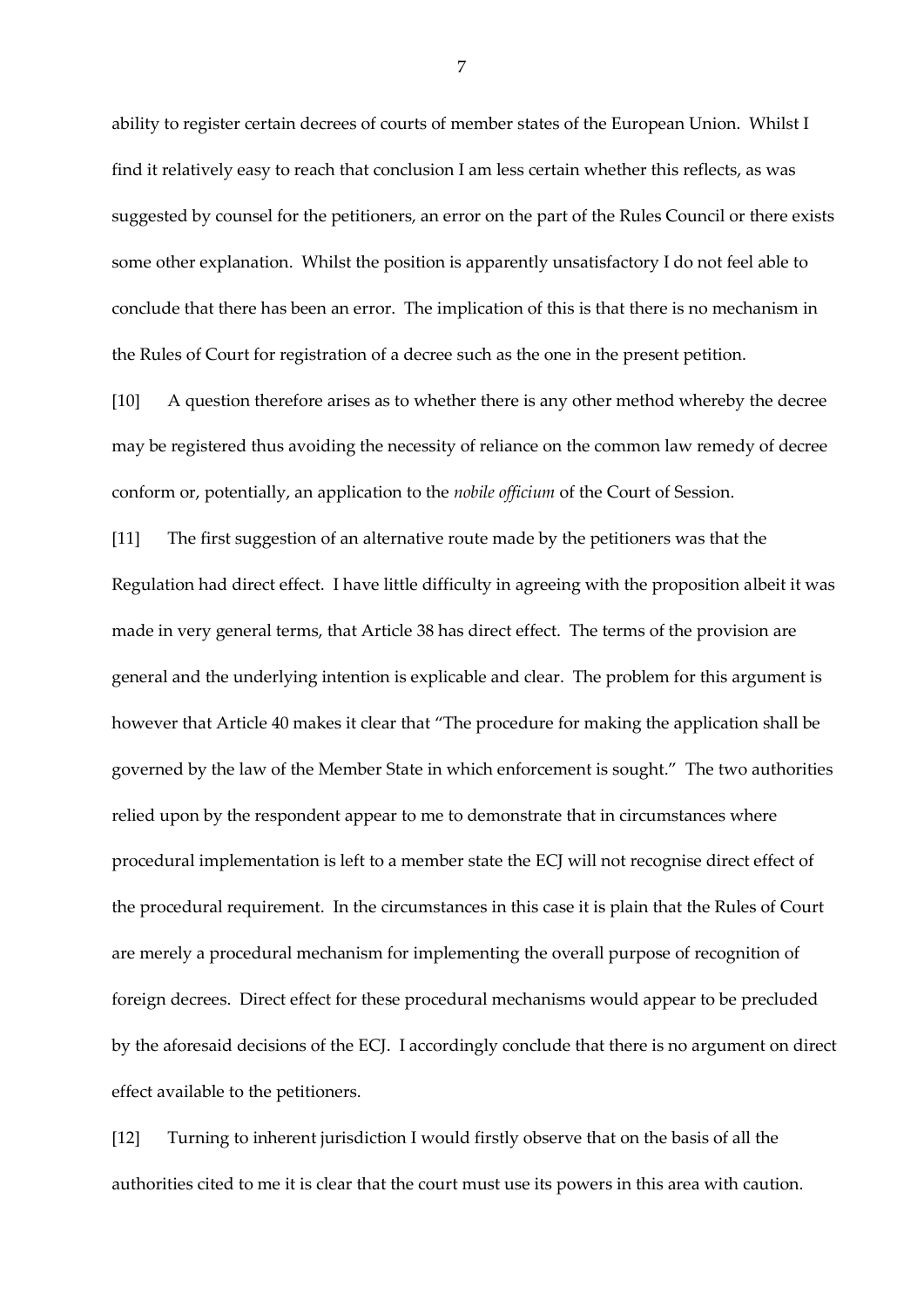ability to register certain decrees of courts of member states of the European Union. Whilst I find it relatively easy to reach that conclusion I am less certain whether this reflects, as was suggested by counsel for the petitioners, an error on the part of the Rules Council or there exists some other explanation. Whilst the position is apparently unsatisfactory I do not feel able to conclude that there has been an error. The implication of this is that there is no mechanism in the Rules of Court for registration of a decree such as the one in the present petition.

[10] A question therefore arises as to whether there is any other method whereby the decree may be registered thus avoiding the necessity of reliance on the common law remedy of decree conform or, potentially, an application to the *nobile officium* of the Court of Session.

[11] The first suggestion of an alternative route made by the petitioners was that the Regulation had direct effect. I have little difficulty in agreeing with the proposition albeit it was made in very general terms, that Article 38 has direct effect. The terms of the provision are general and the underlying intention is explicable and clear. The problem for this argument is however that Article 40 makes it clear that "The procedure for making the application shall be governed by the law of the Member State in which enforcement is sought." The two authorities relied upon by the respondent appear to me to demonstrate that in circumstances where procedural implementation is left to a member state the ECJ will not recognise direct effect of the procedural requirement. In the circumstances in this case it is plain that the Rules of Court are merely a procedural mechanism for implementing the overall purpose of recognition of foreign decrees. Direct effect for these procedural mechanisms would appear to be precluded by the aforesaid decisions of the ECJ. I accordingly conclude that there is no argument on direct effect available to the petitioners.

[12] Turning to inherent jurisdiction I would firstly observe that on the basis of all the authorities cited to me it is clear that the court must use its powers in this area with caution.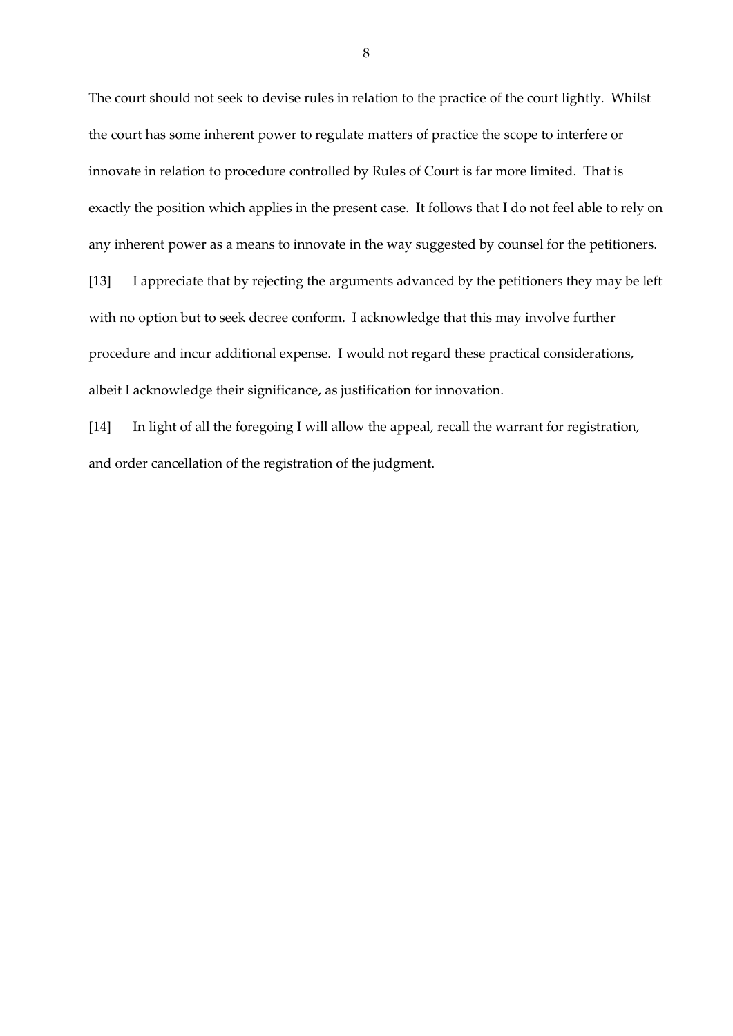The court should not seek to devise rules in relation to the practice of the court lightly. Whilst the court has some inherent power to regulate matters of practice the scope to interfere or innovate in relation to procedure controlled by Rules of Court is far more limited. That is exactly the position which applies in the present case. It follows that I do not feel able to rely on any inherent power as a means to innovate in the way suggested by counsel for the petitioners.

[13] I appreciate that by rejecting the arguments advanced by the petitioners they may be left with no option but to seek decree conform. I acknowledge that this may involve further procedure and incur additional expense. I would not regard these practical considerations, albeit I acknowledge their significance, as justification for innovation.

[14] In light of all the foregoing I will allow the appeal, recall the warrant for registration, and order cancellation of the registration of the judgment.